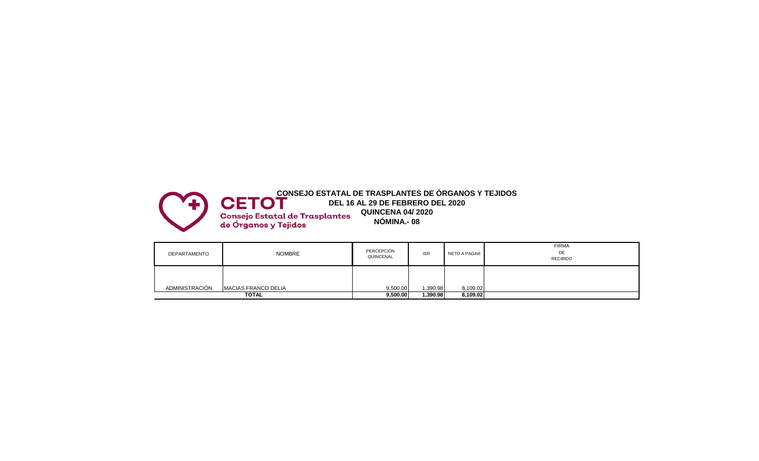CETOT
Consejo Estatal de Trasplantes de Órganos y Tejidos

# CONSEJO ESTATAL DE TRASPLANTES DE ÓRGANOS Y TEJIDOS

**DEL 16 AL 29 DE FEBRERO DEL 2020**

**QUINCENA 04/ 2020**

**NÓMINA.- 08**

| DEPARTAMENTO | NOMBRE | PERCEPCIÓN QUINCENAL | ISR | NETO A PAGAR | FIRMA DE RECIBIDO |
|---|---|---|---|---|---|
| ADMINISTRACIÓN | MACIAS FRANCO DELIA | 9,500.00 | 1,390.98 | 8,109.02 | |
| **TOTAL** | | **9,500.00** | **1,390.98** | **8,109.02** | |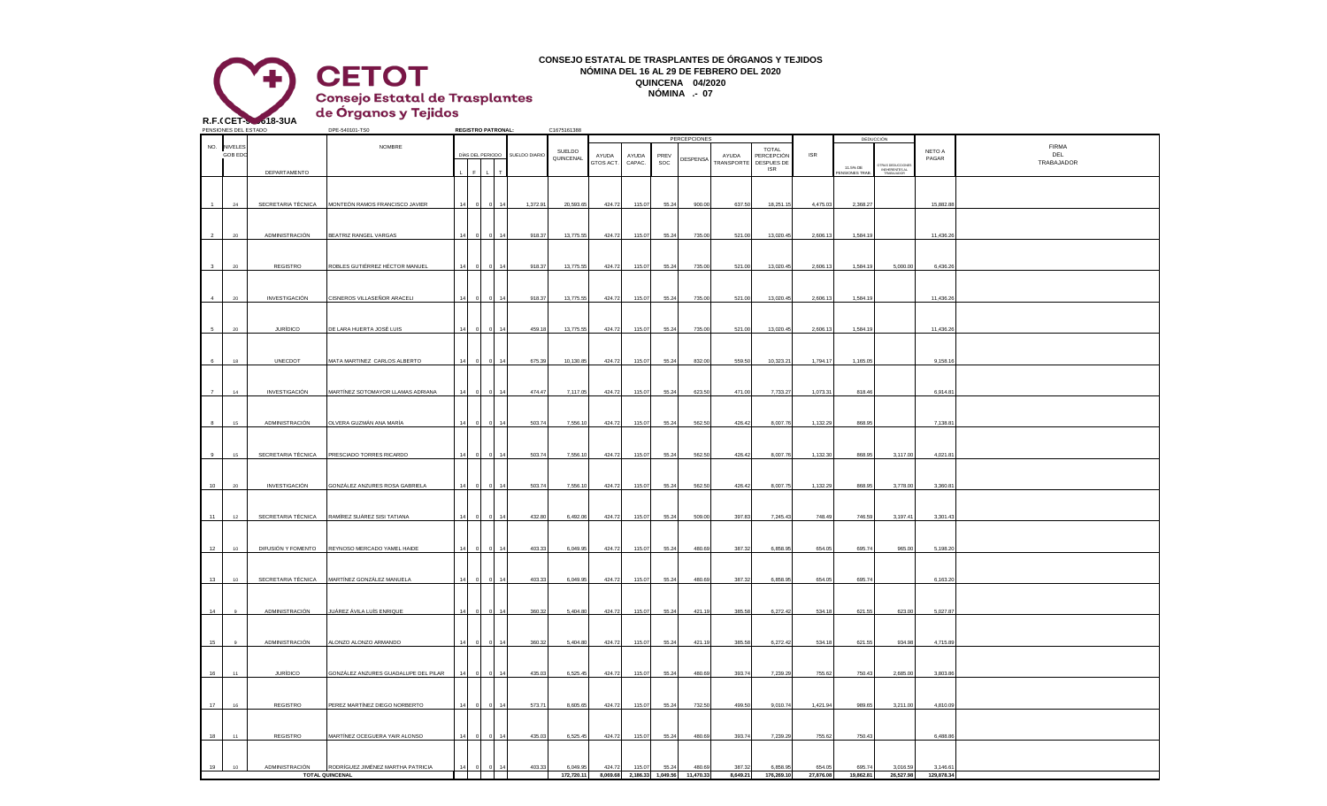**CETOT**
**Consejo Estatal de Trasplantes de Órganos y Tejidos**

R.F.C CET-9_618-3UA

# CONSEJO ESTATAL DE TRASPLANTES DE ÓRGANOS Y TEJIDOS
## NÓMINA DEL 16 AL 29 DE FEBRERO DEL 2020
### QUINCENA 04/2020
### NÓMINA .- 07

PENSIONES DEL ESTADO DPE-540101-TS0 REGISTRO PATRONAL: C1675161388

| NO. | NIVELES GOB EDO | DEPARTAMENTO | NOMBRE | DÍAS DEL PERIODO L | F | L | T | SUELDO DIARIO | SUELDO QUINCENAL | PERCEPCIONES AYUDA GTOS ACT. | AYUDA CAPAC. | PREV SOC | DESPENSA | AYUDA TRANSPORTE | TOTAL PERCEPCIÓN DESPUES DE ISR | ISR | DEDUCCIÓN 11.5% DE PENSIONES TRAB. | OTRAS DEDUCCIONES INHERENTES AL TRABAJADOR | NETO A PAGAR | FIRMA DEL TRABAJADOR |
|---|---|---|---|---|---|---|---|---|---|---|---|---|---|---|---|---|---|---|---|---|
| 1 | 24 | SECRETARIA TÉCNICA | MONTEÓN RAMOS FRANCISCO JAVIER | 14 | 0 | 0 | 14 | 1,372.91 | 20,593.65 | 424.72 | 115.07 | 55.24 | 900.00 | 637.50 | 18,251.15 | 4,475.03 | 2,368.27 | | 15,882.88 | |
| 2 | 20 | ADMINISTRACIÓN | BEATRIZ RANGEL VARGAS | 14 | 0 | 0 | 14 | 918.37 | 13,775.55 | 424.72 | 115.07 | 55.24 | 735.00 | 521.00 | 13,020.45 | 2,606.13 | 1,584.19 | | 11,436.26 | |
| 3 | 20 | REGISTRO | ROBLES GUTIÉRREZ HÉCTOR MANUEL | 14 | 0 | 0 | 14 | 918.37 | 13,775.55 | 424.72 | 115.07 | 55.24 | 735.00 | 521.00 | 13,020.45 | 2,606.13 | 1,584.19 | 5,000.00 | 6,436.26 | |
| 4 | 20 | INVESTIGACIÓN | CISNEROS VILLASEÑOR ARACELI | 14 | 0 | 0 | 14 | 918.37 | 13,775.55 | 424.72 | 115.07 | 55.24 | 735.00 | 521.00 | 13,020.45 | 2,606.13 | 1,584.19 | | 11,436.26 | |
| 5 | 20 | JURÍDICO | DE LARA HUERTA JOSÉ LUIS | 14 | 0 | 0 | 14 | 459.18 | 13,775.55 | 424.72 | 115.07 | 55.24 | 735.00 | 521.00 | 13,020.45 | 2,606.13 | 1,584.19 | | 11,436.26 | |
| 6 | 18 | UNECDOT | MATA MARTINEZ CARLOS ALBERTO | 14 | 0 | 0 | 14 | 675.39 | 10,130.85 | 424.72 | 115.07 | 55.24 | 832.00 | 559.50 | 10,323.21 | 1,794.17 | 1,165.05 | | 9,158.16 | |
| 7 | 14 | INVESTIGACIÓN | MARTÍNEZ SOTOMAYOR LLAMAS ADRIANA | 14 | 0 | 0 | 14 | 474.47 | 7,117.05 | 424.72 | 115.07 | 55.24 | 623.50 | 471.00 | 7,733.27 | 1,073.31 | 818.46 | | 6,914.81 | |
| 8 | 15 | ADMINISTRACIÓN | OLVERA GUZMÁN ANA MARÍA | 14 | 0 | 0 | 14 | 503.74 | 7,556.10 | 424.72 | 115.07 | 55.24 | 562.50 | 426.42 | 8,007.76 | 1,132.29 | 868.95 | | 7,138.81 | |
| 9 | 15 | SECRETARIA TÉCNICA | PRESCIADO TORRES RICARDO | 14 | 0 | 0 | 14 | 503.74 | 7,556.10 | 424.72 | 115.07 | 55.24 | 562.50 | 426.42 | 8,007.76 | 1,132.30 | 868.95 | 3,117.00 | 4,021.81 | |
| 10 | 20 | INVESTIGACIÓN | GONZÁLEZ ANZURES ROSA GABRIELA | 14 | 0 | 0 | 14 | 503.74 | 7,556.10 | 424.72 | 115.07 | 55.24 | 562.50 | 426.42 | 8,007.75 | 1,132.29 | 868.95 | 3,778.00 | 3,360.81 | |
| 11 | 12 | SECRETARIA TÉCNICA | RAMÍREZ SUÁREZ SISI TATIANA | 14 | 0 | 0 | 14 | 432.80 | 6,492.06 | 424.72 | 115.07 | 55.24 | 509.00 | 397.83 | 7,245.43 | 748.49 | 746.59 | 3,197.41 | 3,301.43 | |
| 12 | 10 | DIFUSIÓN Y FOMENTO | REYNOSO MERCADO YAMEL HAIDE | 14 | 0 | 0 | 14 | 403.33 | 6,049.95 | 424.72 | 115.07 | 55.24 | 480.69 | 387.32 | 6,858.95 | 654.05 | 695.74 | 965.00 | 5,198.20 | |
| 13 | 10 | SECRETARIA TÉCNICA | MARTÍNEZ GONZÁLEZ MANUELA | 14 | 0 | 0 | 14 | 403.33 | 6,049.95 | 424.72 | 115.07 | 55.24 | 480.69 | 387.32 | 6,858.95 | 654.05 | 695.74 | | 6,163.20 | |
| 14 | 9 | ADMINISTRACIÓN | JUÁREZ ÁVILA LUÍS ENRIQUE | 14 | 0 | 0 | 14 | 360.32 | 5,404.80 | 424.72 | 115.07 | 55.24 | 421.19 | 385.58 | 6,272.42 | 534.18 | 621.55 | 623.00 | 5,027.87 | |
| 15 | 9 | ADMINISTRACIÓN | ALONZO ALONZO ARMANDO | 14 | 0 | 0 | 14 | 360.32 | 5,404.80 | 424.72 | 115.07 | 55.24 | 421.19 | 385.58 | 6,272.42 | 534.18 | 621.55 | 934.98 | 4,715.89 | |
| 16 | 11 | JURÍDICO | GONZÁLEZ ANZURES GUADALUPE DEL PILAR | 14 | 0 | 0 | 14 | 435.03 | 6,525.45 | 424.72 | 115.07 | 55.24 | 480.69 | 393.74 | 7,239.29 | 755.62 | 750.43 | 2,685.00 | 3,803.86 | |
| 17 | 16 | REGISTRO | PEREZ MARTÍNEZ DIEGO NORBERTO | 14 | 0 | 0 | 14 | 573.71 | 8,605.65 | 424.72 | 115.07 | 55.24 | 732.50 | 499.50 | 9,010.74 | 1,421.94 | 989.65 | 3,211.00 | 4,810.09 | |
| 18 | 11 | REGISTRO | MARTÍNEZ OCEGUERA YAIR ALONSO | 14 | 0 | 0 | 14 | 435.03 | 6,525.45 | 424.72 | 115.07 | 55.24 | 480.69 | 393.74 | 7,239.29 | 755.62 | 750.43 | | 6,488.86 | |
| 19 | 10 | ADMINISTRACIÓN | RODRÍGUEZ JIMENEZ MARTHA PATRICIA | 14 | 0 | 0 | 14 | 403.33 | 6,049.95 | 424.72 | 115.07 | 55.24 | 480.69 | 387.32 | 6,858.95 | 654.05 | 695.74 | 3,016.59 | 3,146.61 | |
| | | TOTAL QUINCENAL | | | | | | | 172,720.11 | 8,069.68 | 2,186.33 | 1,049.56 | 11,470.33 | 8,649.21 | 176,269.10 | 27,876.08 | 19,862.81 | 26,527.98 | 129,878.34 | |